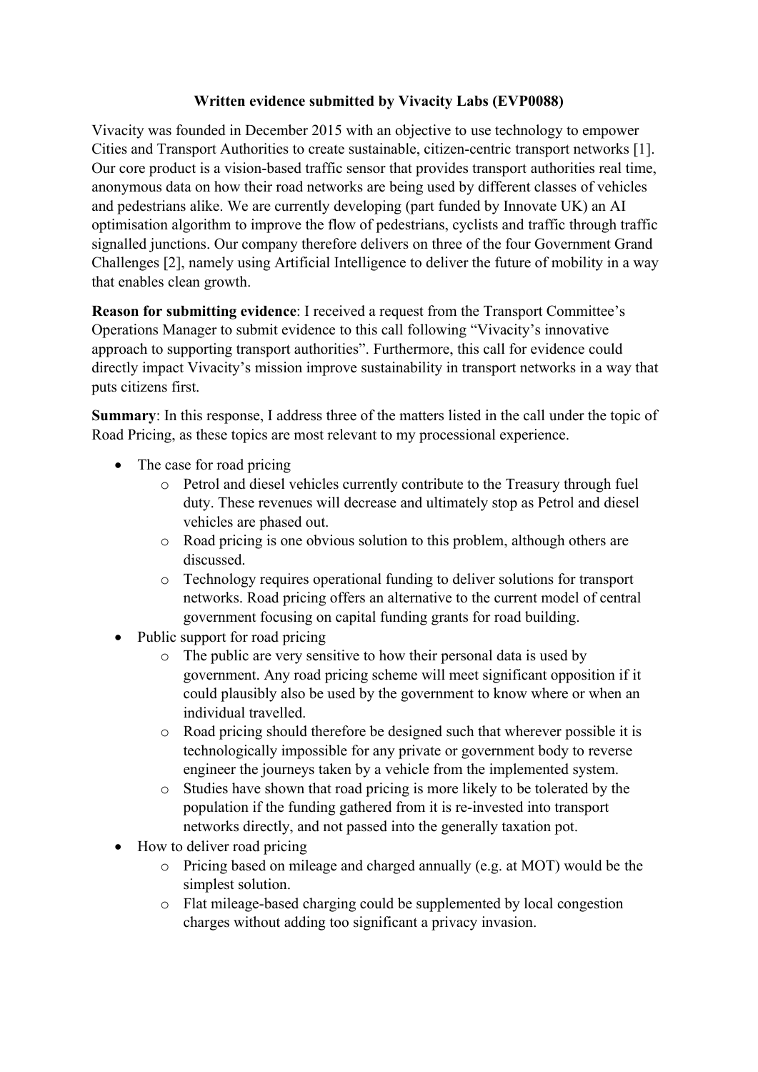**Written evidence submitted by Vivacity Labs (EVP0088)**

Vivacity was founded in December 2015 with an objective to use technology to empower Cities and Transport Authorities to create sustainable, citizen-centric transport networks [1]. Our core product is a vision-based traffic sensor that provides transport authorities real time, anonymous data on how their road networks are being used by different classes of vehicles and pedestrians alike. We are currently developing (part funded by Innovate UK) an AI optimisation algorithm to improve the flow of pedestrians, cyclists and traffic through traffic signalled junctions. Our company therefore delivers on three of the four Government Grand Challenges [2], namely using Artificial Intelligence to deliver the future of mobility in a way that enables clean growth.

**Reason for submitting evidence**: I received a request from the Transport Committee's Operations Manager to submit evidence to this call following "Vivacity's innovative approach to supporting transport authorities". Furthermore, this call for evidence could directly impact Vivacity's mission improve sustainability in transport networks in a way that puts citizens first.

**Summary**: In this response, I address three of the matters listed in the call under the topic of Road Pricing, as these topics are most relevant to my processional experience.

- The case for road pricing
  - Petrol and diesel vehicles currently contribute to the Treasury through fuel duty. These revenues will decrease and ultimately stop as Petrol and diesel vehicles are phased out.
  - Road pricing is one obvious solution to this problem, although others are discussed.
  - Technology requires operational funding to deliver solutions for transport networks. Road pricing offers an alternative to the current model of central government focusing on capital funding grants for road building.
- Public support for road pricing
  - The public are very sensitive to how their personal data is used by government. Any road pricing scheme will meet significant opposition if it could plausibly also be used by the government to know where or when an individual travelled.
  - Road pricing should therefore be designed such that wherever possible it is technologically impossible for any private or government body to reverse engineer the journeys taken by a vehicle from the implemented system.
  - Studies have shown that road pricing is more likely to be tolerated by the population if the funding gathered from it is re-invested into transport networks directly, and not passed into the generally taxation pot.
- How to deliver road pricing
  - Pricing based on mileage and charged annually (e.g. at MOT) would be the simplest solution.
  - Flat mileage-based charging could be supplemented by local congestion charges without adding too significant a privacy invasion.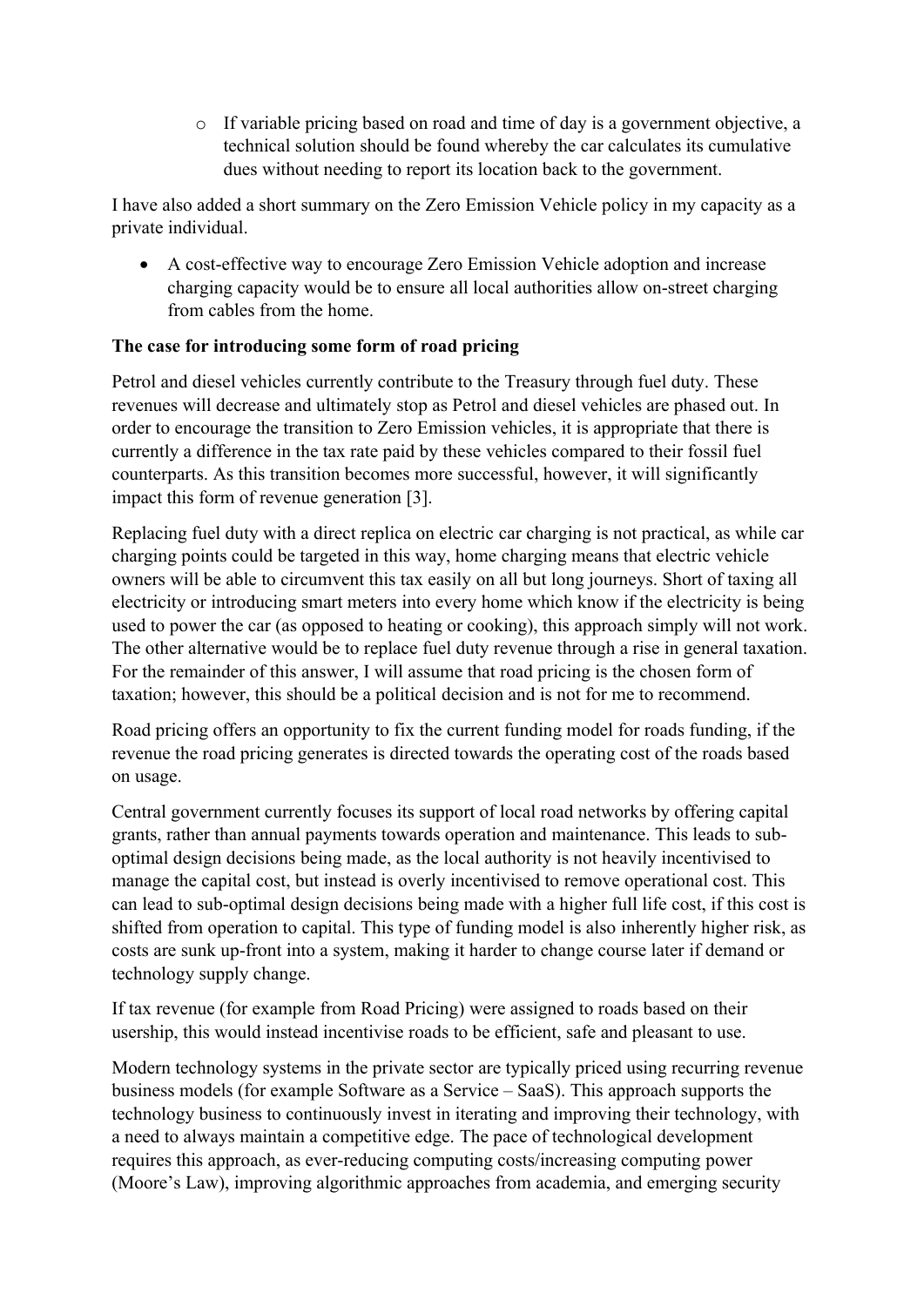- If variable pricing based on road and time of day is a government objective, a technical solution should be found whereby the car calculates its cumulative dues without needing to report its location back to the government.

I have also added a short summary on the Zero Emission Vehicle policy in my capacity as a private individual.

- A cost-effective way to encourage Zero Emission Vehicle adoption and increase charging capacity would be to ensure all local authorities allow on-street charging from cables from the home.

**The case for introducing some form of road pricing**

Petrol and diesel vehicles currently contribute to the Treasury through fuel duty. These revenues will decrease and ultimately stop as Petrol and diesel vehicles are phased out. In order to encourage the transition to Zero Emission vehicles, it is appropriate that there is currently a difference in the tax rate paid by these vehicles compared to their fossil fuel counterparts. As this transition becomes more successful, however, it will significantly impact this form of revenue generation [3].

Replacing fuel duty with a direct replica on electric car charging is not practical, as while car charging points could be targeted in this way, home charging means that electric vehicle owners will be able to circumvent this tax easily on all but long journeys. Short of taxing all electricity or introducing smart meters into every home which know if the electricity is being used to power the car (as opposed to heating or cooking), this approach simply will not work. The other alternative would be to replace fuel duty revenue through a rise in general taxation. For the remainder of this answer, I will assume that road pricing is the chosen form of taxation; however, this should be a political decision and is not for me to recommend.

Road pricing offers an opportunity to fix the current funding model for roads funding, if the revenue the road pricing generates is directed towards the operating cost of the roads based on usage.

Central government currently focuses its support of local road networks by offering capital grants, rather than annual payments towards operation and maintenance. This leads to sub-optimal design decisions being made, as the local authority is not heavily incentivised to manage the capital cost, but instead is overly incentivised to remove operational cost. This can lead to sub-optimal design decisions being made with a higher full life cost, if this cost is shifted from operation to capital. This type of funding model is also inherently higher risk, as costs are sunk up-front into a system, making it harder to change course later if demand or technology supply change.

If tax revenue (for example from Road Pricing) were assigned to roads based on their usership, this would instead incentivise roads to be efficient, safe and pleasant to use.

Modern technology systems in the private sector are typically priced using recurring revenue business models (for example Software as a Service – SaaS). This approach supports the technology business to continuously invest in iterating and improving their technology, with a need to always maintain a competitive edge. The pace of technological development requires this approach, as ever-reducing computing costs/increasing computing power (Moore's Law), improving algorithmic approaches from academia, and emerging security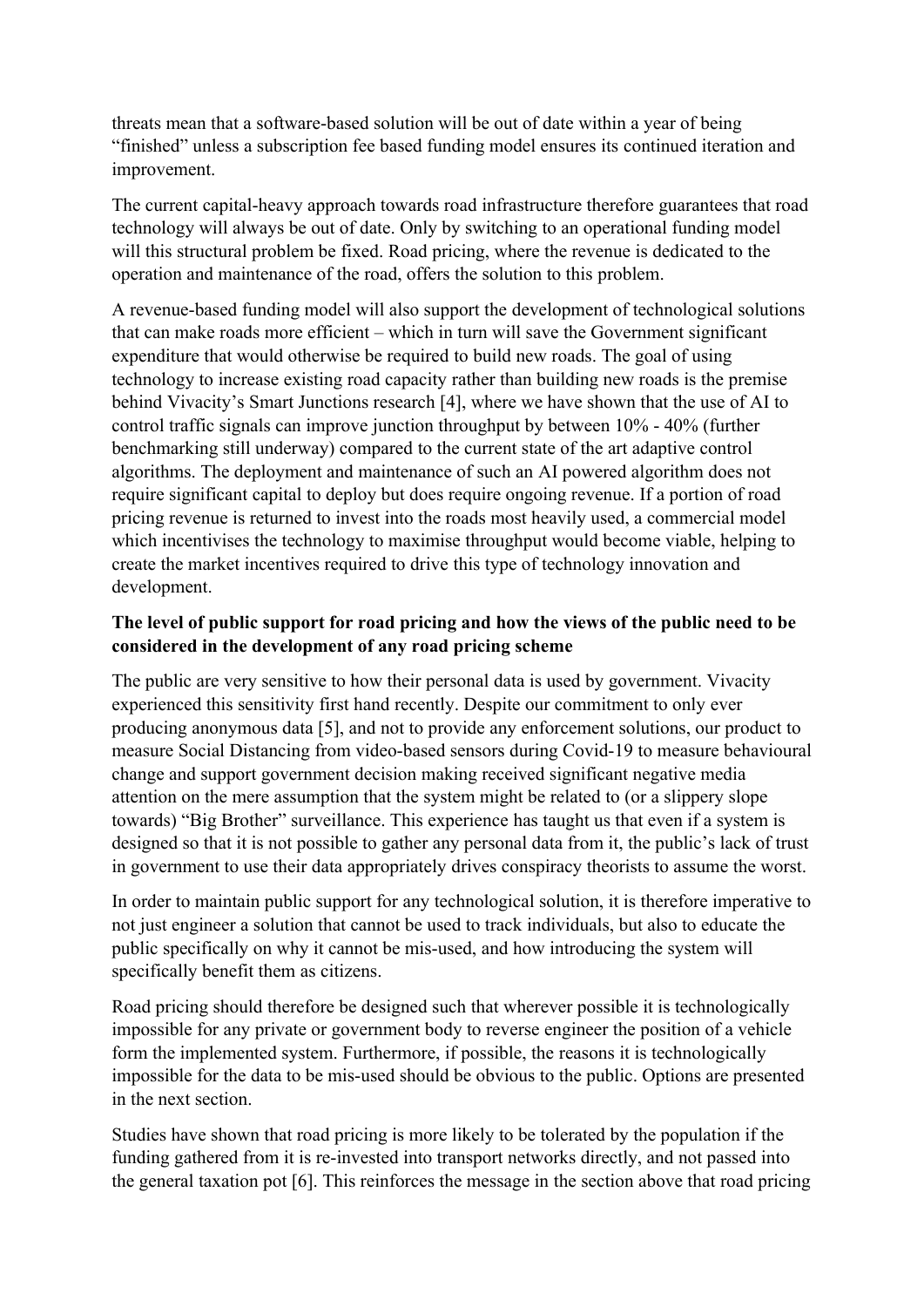threats mean that a software-based solution will be out of date within a year of being "finished" unless a subscription fee based funding model ensures its continued iteration and improvement.

The current capital-heavy approach towards road infrastructure therefore guarantees that road technology will always be out of date. Only by switching to an operational funding model will this structural problem be fixed. Road pricing, where the revenue is dedicated to the operation and maintenance of the road, offers the solution to this problem.

A revenue-based funding model will also support the development of technological solutions that can make roads more efficient – which in turn will save the Government significant expenditure that would otherwise be required to build new roads. The goal of using technology to increase existing road capacity rather than building new roads is the premise behind Vivacity's Smart Junctions research [4], where we have shown that the use of AI to control traffic signals can improve junction throughput by between 10% - 40% (further benchmarking still underway) compared to the current state of the art adaptive control algorithms. The deployment and maintenance of such an AI powered algorithm does not require significant capital to deploy but does require ongoing revenue. If a portion of road pricing revenue is returned to invest into the roads most heavily used, a commercial model which incentivises the technology to maximise throughput would become viable, helping to create the market incentives required to drive this type of technology innovation and development.

**The level of public support for road pricing and how the views of the public need to be considered in the development of any road pricing scheme**

The public are very sensitive to how their personal data is used by government. Vivacity experienced this sensitivity first hand recently. Despite our commitment to only ever producing anonymous data [5], and not to provide any enforcement solutions, our product to measure Social Distancing from video-based sensors during Covid-19 to measure behavioural change and support government decision making received significant negative media attention on the mere assumption that the system might be related to (or a slippery slope towards) "Big Brother" surveillance. This experience has taught us that even if a system is designed so that it is not possible to gather any personal data from it, the public's lack of trust in government to use their data appropriately drives conspiracy theorists to assume the worst.

In order to maintain public support for any technological solution, it is therefore imperative to not just engineer a solution that cannot be used to track individuals, but also to educate the public specifically on why it cannot be mis-used, and how introducing the system will specifically benefit them as citizens.

Road pricing should therefore be designed such that wherever possible it is technologically impossible for any private or government body to reverse engineer the position of a vehicle form the implemented system. Furthermore, if possible, the reasons it is technologically impossible for the data to be mis-used should be obvious to the public. Options are presented in the next section.

Studies have shown that road pricing is more likely to be tolerated by the population if the funding gathered from it is re-invested into transport networks directly, and not passed into the general taxation pot [6]. This reinforces the message in the section above that road pricing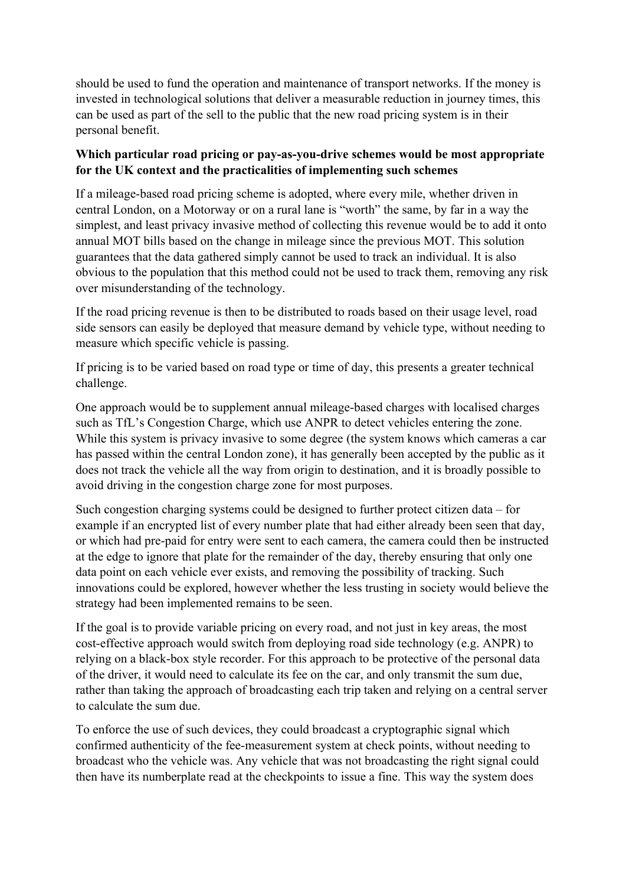should be used to fund the operation and maintenance of transport networks. If the money is invested in technological solutions that deliver a measurable reduction in journey times, this can be used as part of the sell to the public that the new road pricing system is in their personal benefit.

**Which particular road pricing or pay-as-you-drive schemes would be most appropriate for the UK context and the practicalities of implementing such schemes**

If a mileage-based road pricing scheme is adopted, where every mile, whether driven in central London, on a Motorway or on a rural lane is "worth" the same, by far in a way the simplest, and least privacy invasive method of collecting this revenue would be to add it onto annual MOT bills based on the change in mileage since the previous MOT. This solution guarantees that the data gathered simply cannot be used to track an individual. It is also obvious to the population that this method could not be used to track them, removing any risk over misunderstanding of the technology.

If the road pricing revenue is then to be distributed to roads based on their usage level, road side sensors can easily be deployed that measure demand by vehicle type, without needing to measure which specific vehicle is passing.

If pricing is to be varied based on road type or time of day, this presents a greater technical challenge.

One approach would be to supplement annual mileage-based charges with localised charges such as TfL's Congestion Charge, which use ANPR to detect vehicles entering the zone. While this system is privacy invasive to some degree (the system knows which cameras a car has passed within the central London zone), it has generally been accepted by the public as it does not track the vehicle all the way from origin to destination, and it is broadly possible to avoid driving in the congestion charge zone for most purposes.

Such congestion charging systems could be designed to further protect citizen data – for example if an encrypted list of every number plate that had either already been seen that day, or which had pre-paid for entry were sent to each camera, the camera could then be instructed at the edge to ignore that plate for the remainder of the day, thereby ensuring that only one data point on each vehicle ever exists, and removing the possibility of tracking. Such innovations could be explored, however whether the less trusting in society would believe the strategy had been implemented remains to be seen.

If the goal is to provide variable pricing on every road, and not just in key areas, the most cost-effective approach would switch from deploying road side technology (e.g. ANPR) to relying on a black-box style recorder. For this approach to be protective of the personal data of the driver, it would need to calculate its fee on the car, and only transmit the sum due, rather than taking the approach of broadcasting each trip taken and relying on a central server to calculate the sum due.

To enforce the use of such devices, they could broadcast a cryptographic signal which confirmed authenticity of the fee-measurement system at check points, without needing to broadcast who the vehicle was. Any vehicle that was not broadcasting the right signal could then have its numberplate read at the checkpoints to issue a fine. This way the system does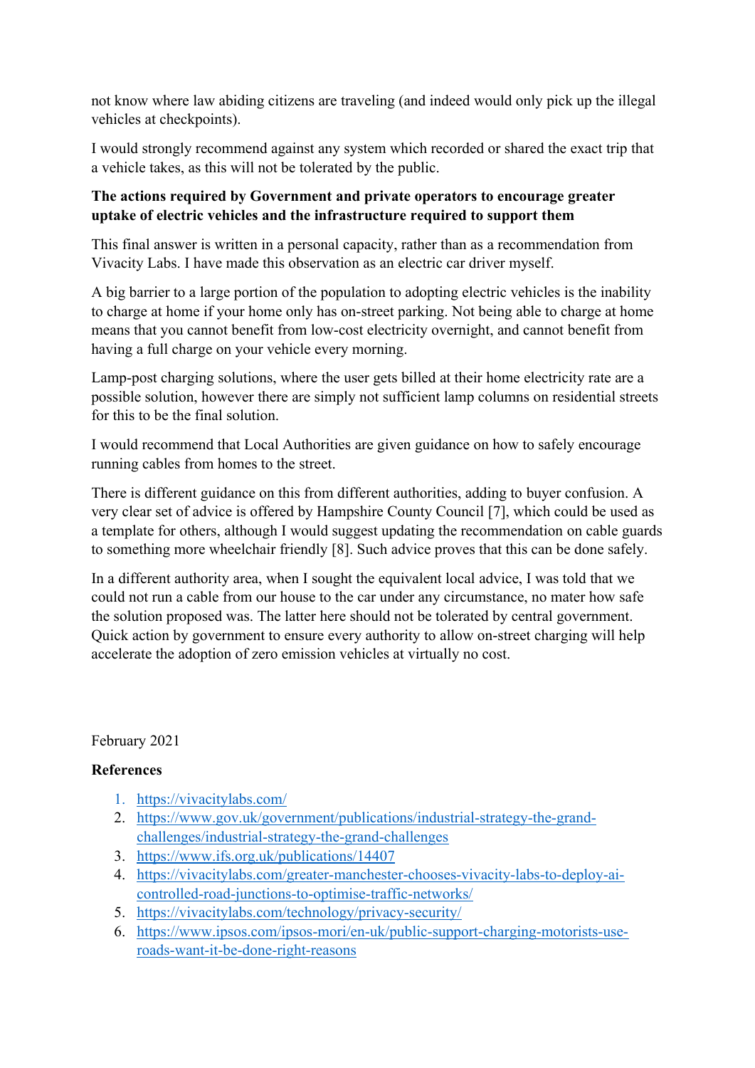not know where law abiding citizens are traveling (and indeed would only pick up the illegal vehicles at checkpoints).

I would strongly recommend against any system which recorded or shared the exact trip that a vehicle takes, as this will not be tolerated by the public.

**The actions required by Government and private operators to encourage greater uptake of electric vehicles and the infrastructure required to support them**

This final answer is written in a personal capacity, rather than as a recommendation from Vivacity Labs. I have made this observation as an electric car driver myself.

A big barrier to a large portion of the population to adopting electric vehicles is the inability to charge at home if your home only has on-street parking. Not being able to charge at home means that you cannot benefit from low-cost electricity overnight, and cannot benefit from having a full charge on your vehicle every morning.

Lamp-post charging solutions, where the user gets billed at their home electricity rate are a possible solution, however there are simply not sufficient lamp columns on residential streets for this to be the final solution.

I would recommend that Local Authorities are given guidance on how to safely encourage running cables from homes to the street.

There is different guidance on this from different authorities, adding to buyer confusion. A very clear set of advice is offered by Hampshire County Council [7], which could be used as a template for others, although I would suggest updating the recommendation on cable guards to something more wheelchair friendly [8]. Such advice proves that this can be done safely.

In a different authority area, when I sought the equivalent local advice, I was told that we could not run a cable from our house to the car under any circumstance, no mater how safe the solution proposed was. The latter here should not be tolerated by central government. Quick action by government to ensure every authority to allow on-street charging will help accelerate the adoption of zero emission vehicles at virtually no cost.

February 2021

**References**

1. https://vivacitylabs.com/
2. https://www.gov.uk/government/publications/industrial-strategy-the-grand-challenges/industrial-strategy-the-grand-challenges
3. https://www.ifs.org.uk/publications/14407
4. https://vivacitylabs.com/greater-manchester-chooses-vivacity-labs-to-deploy-ai-controlled-road-junctions-to-optimise-traffic-networks/
5. https://vivacitylabs.com/technology/privacy-security/
6. https://www.ipsos.com/ipsos-mori/en-uk/public-support-charging-motorists-use-roads-want-it-be-done-right-reasons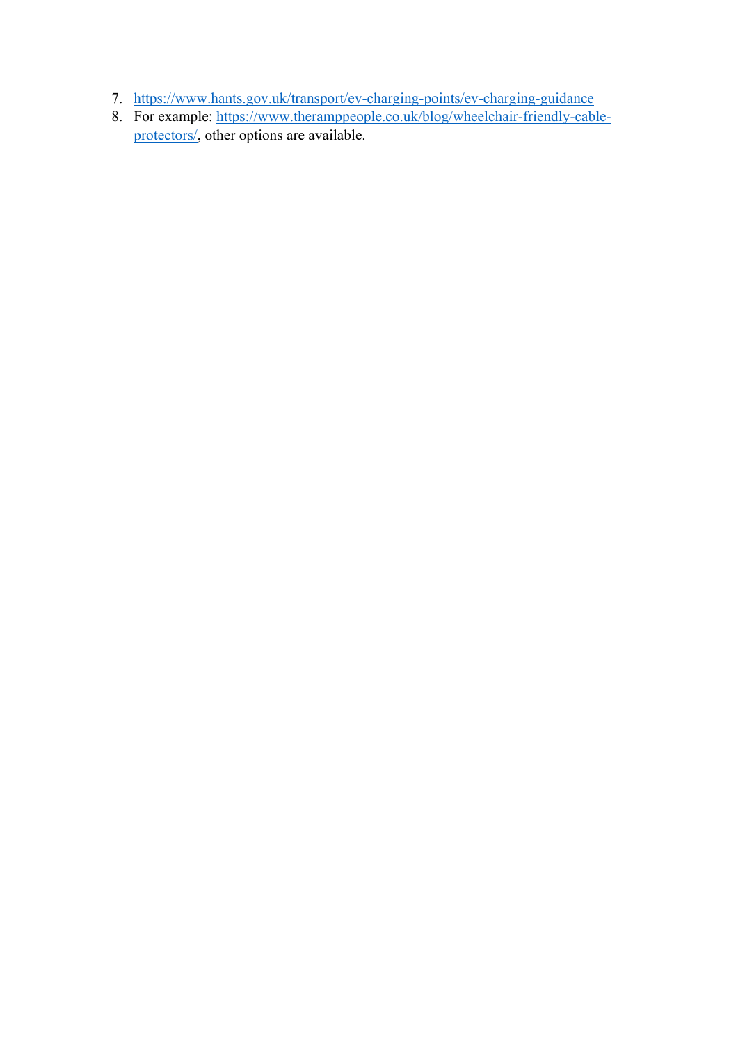7. https://www.hants.gov.uk/transport/ev-charging-points/ev-charging-guidance
8. For example: https://www.theramppeople.co.uk/blog/wheelchair-friendly-cable-protectors/, other options are available.